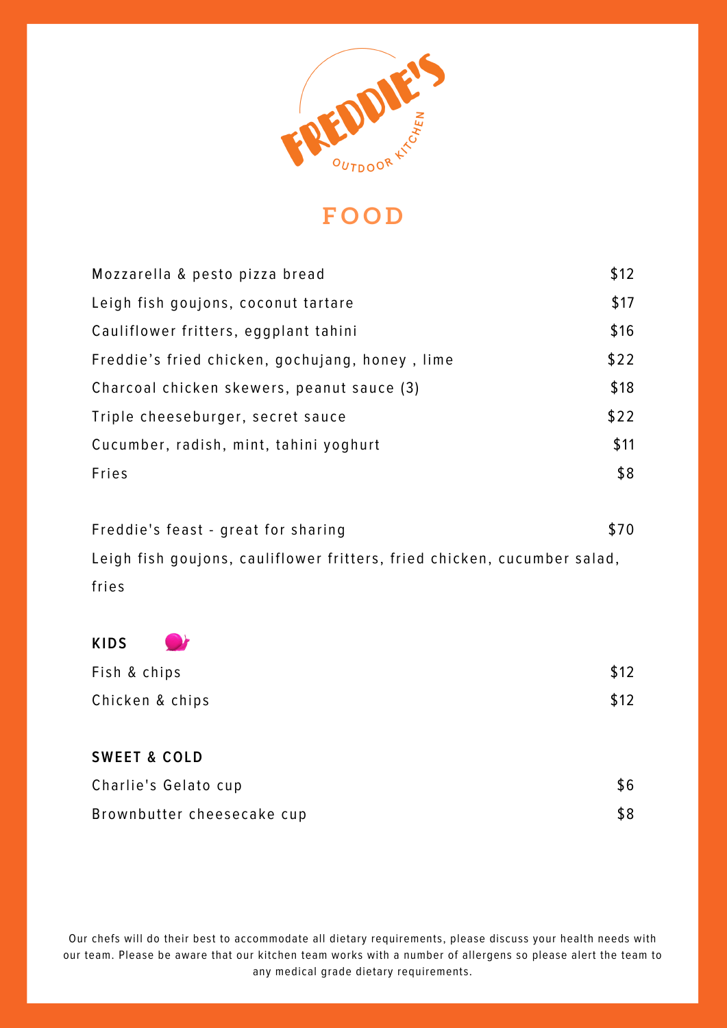# FREDDIE'S

OUTDOOR KITCHEN

## FOOD

| Item | Price |
| --- | --- |
| Mozzarella & pesto pizza bread | $12 |
| Leigh fish goujons, coconut tartare | $17 |
| Cauliflower fritters, eggplant tahini | $16 |
| Freddie's fried chicken, gochujang, honey , lime | $22 |
| Charcoal chicken skewers, peanut sauce (3) | $18 |
| Triple cheeseburger, secret sauce | $22 |
| Cucumber, radish, mint, tahini yoghurt | $11 |
| Fries | $8 |

Freddie's feast - great for sharing $70

Leigh fish goujons, cauliflower fritters, fried chicken, cucumber salad, fries

### KIDS

| Item | Price |
| --- | --- |
| Fish & chips | $12 |
| Chicken & chips | $12 |

### SWEET & COLD

| Item | Price |
| --- | --- |
| Charlie's Gelato cup | $6 |
| Brownbutter cheesecake cup | $8 |

Our chefs will do their best to accommodate all dietary requirements, please discuss your health needs with our team. Please be aware that our kitchen team works with a number of allergens so please alert the team to any medical grade dietary requirements.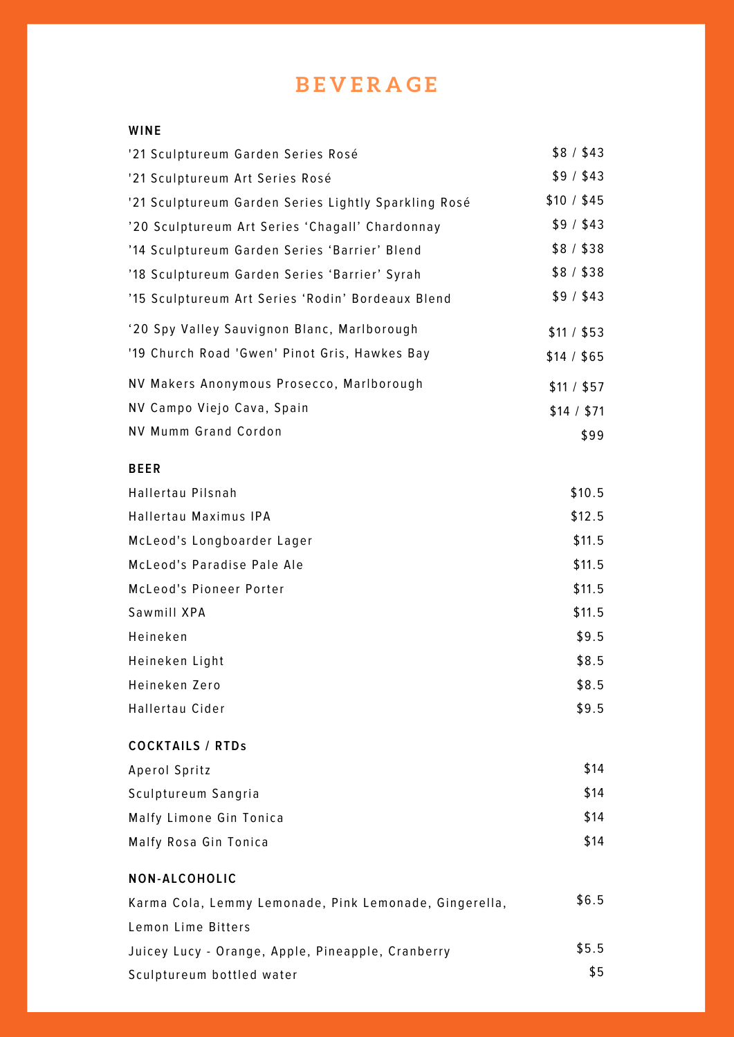# BEVERAGE

## WINE

| | |
|---|---|
| '21 Sculptureum Garden Series Rosé | $8 / $43 |
| '21 Sculptureum Art Series Rosé | $9 / $43 |
| '21 Sculptureum Garden Series Lightly Sparkling Rosé | $10 / $45 |
| '20 Sculptureum Art Series 'Chagall' Chardonnay | $9 / $43 |
| '14 Sculptureum Garden Series 'Barrier' Blend | $8 / $38 |
| '18 Sculptureum Garden Series 'Barrier' Syrah | $8 / $38 |
| '15 Sculptureum Art Series 'Rodin' Bordeaux Blend | $9 / $43 |
| '20 Spy Valley Sauvignon Blanc, Marlborough | $11 / $53 |
| '19 Church Road 'Gwen' Pinot Gris, Hawkes Bay | $14 / $65 |
| NV Makers Anonymous Prosecco, Marlborough | $11 / $57 |
| NV Campo Viejo Cava, Spain | $14 / $71 |
| NV Mumm Grand Cordon | $99 |

## BEER

| | |
|---|---|
| Hallertau Pilsnah | $10.5 |
| Hallertau Maximus IPA | $12.5 |
| McLeod's Longboarder Lager | $11.5 |
| McLeod's Paradise Pale Ale | $11.5 |
| McLeod's Pioneer Porter | $11.5 |
| Sawmill XPA | $11.5 |
| Heineken | $9.5 |
| Heineken Light | $8.5 |
| Heineken Zero | $8.5 |
| Hallertau Cider | $9.5 |

## COCKTAILS / RTDs

| | |
|---|---|
| Aperol Spritz | $14 |
| Sculptureum Sangria | $14 |
| Malfy Limone Gin Tonica | $14 |
| Malfy Rosa Gin Tonica | $14 |

## NON-ALCOHOLIC

| | |
|---|---|
| Karma Cola, Lemmy Lemonade, Pink Lemonade, Gingerella, Lemon Lime Bitters | $6.5 |
| Juicey Lucy - Orange, Apple, Pineapple, Cranberry | $5.5 |
| Sculptureum bottled water | $5 |